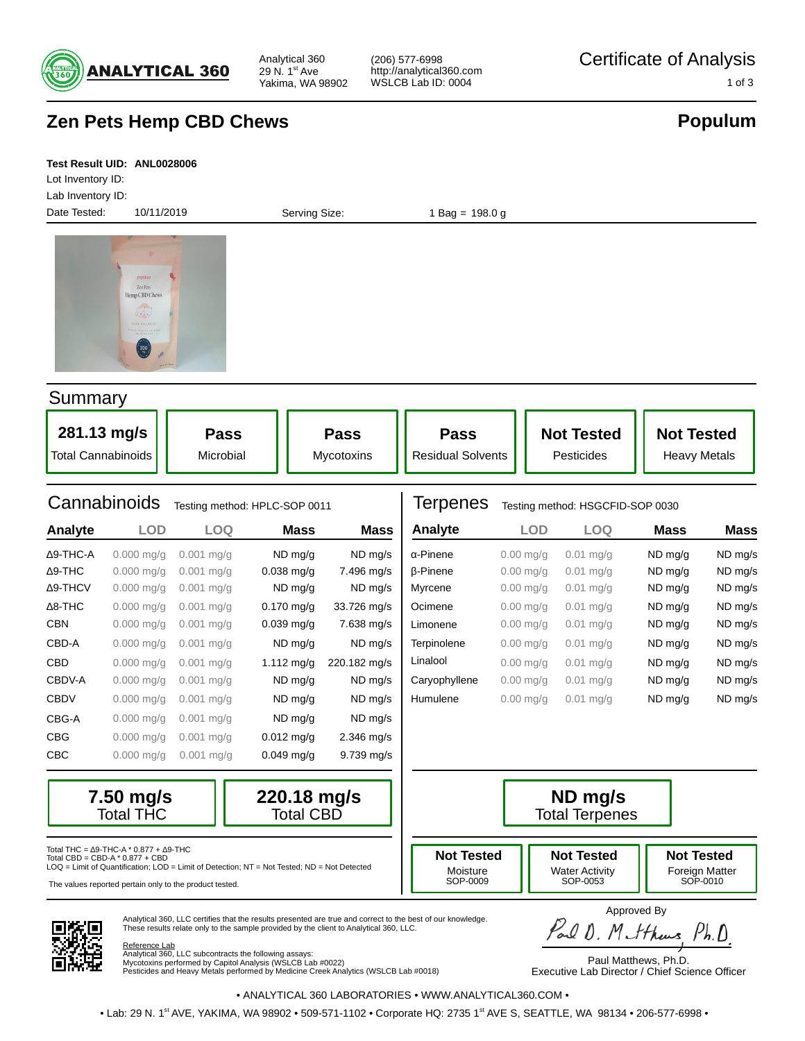**ANALYTICAL 360**

Analytical 360
29 N. 1st Ave
Yakima, WA 98902

(206) 577-6998
http://analytical360.com
WSLCB Lab ID: 0004

# Certificate of Analysis

## Zen Pets Hemp CBD Chews

**Populum**

**Test Result UID: ANL0028006**
Lot Inventory ID:
Lab Inventory ID:
Date Tested: 10/11/2019
Serving Size: 1 Bag = 198.0 g

## Summary

| 281.13 mg/s | Pass | Pass | Pass | Not Tested | Not Tested |
|---|---|---|---|---|---|
| Total Cannabinoids | Microbial | Mycotoxins | Residual Solvents | Pesticides | Heavy Metals |

## Cannabinoids

Testing method: HPLC-SOP 0011

| Analyte | LOD | LOQ | Mass | Mass |
|---|---|---|---|---|
| Δ9-THC-A | 0.000 mg/g | 0.001 mg/g | ND mg/g | ND mg/s |
| Δ9-THC | 0.000 mg/g | 0.001 mg/g | 0.038 mg/g | 7.496 mg/s |
| Δ9-THCV | 0.000 mg/g | 0.001 mg/g | ND mg/g | ND mg/s |
| Δ8-THC | 0.000 mg/g | 0.001 mg/g | 0.170 mg/g | 33.726 mg/s |
| CBN | 0.000 mg/g | 0.001 mg/g | 0.039 mg/g | 7.638 mg/s |
| CBD-A | 0.000 mg/g | 0.001 mg/g | ND mg/g | ND mg/s |
| CBD | 0.000 mg/g | 0.001 mg/g | 1.112 mg/g | 220.182 mg/s |
| CBDV-A | 0.000 mg/g | 0.001 mg/g | ND mg/g | ND mg/s |
| CBDV | 0.000 mg/g | 0.001 mg/g | ND mg/g | ND mg/s |
| CBG-A | 0.000 mg/g | 0.001 mg/g | ND mg/g | ND mg/s |
| CBG | 0.000 mg/g | 0.001 mg/g | 0.012 mg/g | 2.346 mg/s |
| CBC | 0.000 mg/g | 0.001 mg/g | 0.049 mg/g | 9.739 mg/s |

| 7.50 mg/s | 220.18 mg/s |
|---|---|
| Total THC | Total CBD |

Total THC = Δ9-THC-A * 0.877 + Δ9-THC
Total CBD = CBD-A * 0.877 + CBD
LOQ = Limit of Quantification; LOD = Limit of Detection; NT = Not Tested; ND = Not Detected

The values reported pertain only to the product tested.

## Terpenes

Testing method: HSGCFID-SOP 0030

| Analyte | LOD | LOQ | Mass | Mass |
|---|---|---|---|---|
| α-Pinene | 0.00 mg/g | 0.01 mg/g | ND mg/g | ND mg/s |
| β-Pinene | 0.00 mg/g | 0.01 mg/g | ND mg/g | ND mg/s |
| Myrcene | 0.00 mg/g | 0.01 mg/g | ND mg/g | ND mg/s |
| Ocimene | 0.00 mg/g | 0.01 mg/g | ND mg/g | ND mg/s |
| Limonene | 0.00 mg/g | 0.01 mg/g | ND mg/g | ND mg/s |
| Terpinolene | 0.00 mg/g | 0.01 mg/g | ND mg/g | ND mg/s |
| Linalool | 0.00 mg/g | 0.01 mg/g | ND mg/g | ND mg/s |
| Caryophyllene | 0.00 mg/g | 0.01 mg/g | ND mg/g | ND mg/s |
| Humulene | 0.00 mg/g | 0.01 mg/g | ND mg/g | ND mg/s |

| ND mg/s |
|---|
| Total Terpenes |

| Not Tested | Not Tested | Not Tested |
|---|---|---|
| Moisture SOP-0009 | Water Activity SOP-0053 | Foreign Matter SOP-0010 |

Analytical 360, LLC certifies that the results presented are true and correct to the best of our knowledge. These results relate only to the sample provided by the client to Analytical 360, LLC.

Reference Lab
Analytical 360, LLC subcontracts the following assays:
Mycotoxins performed by Capitol Analysis (WSLCB Lab #0022)
Pesticides and Heavy Metals performed by Medicine Creek Analytics (WSLCB Lab #0018)

Approved By

Paul D. Matthews, Ph.D.
Paul Matthews, Ph.D.
Executive Lab Director / Chief Science Officer

• ANALYTICAL 360 LABORATORIES • WWW.ANALYTICAL360.COM •

• Lab: 29 N. 1st AVE, YAKIMA, WA 98902 • 509-571-1102 • Corporate HQ: 2735 1st AVE S, SEATTLE, WA 98134 • 206-577-6998 •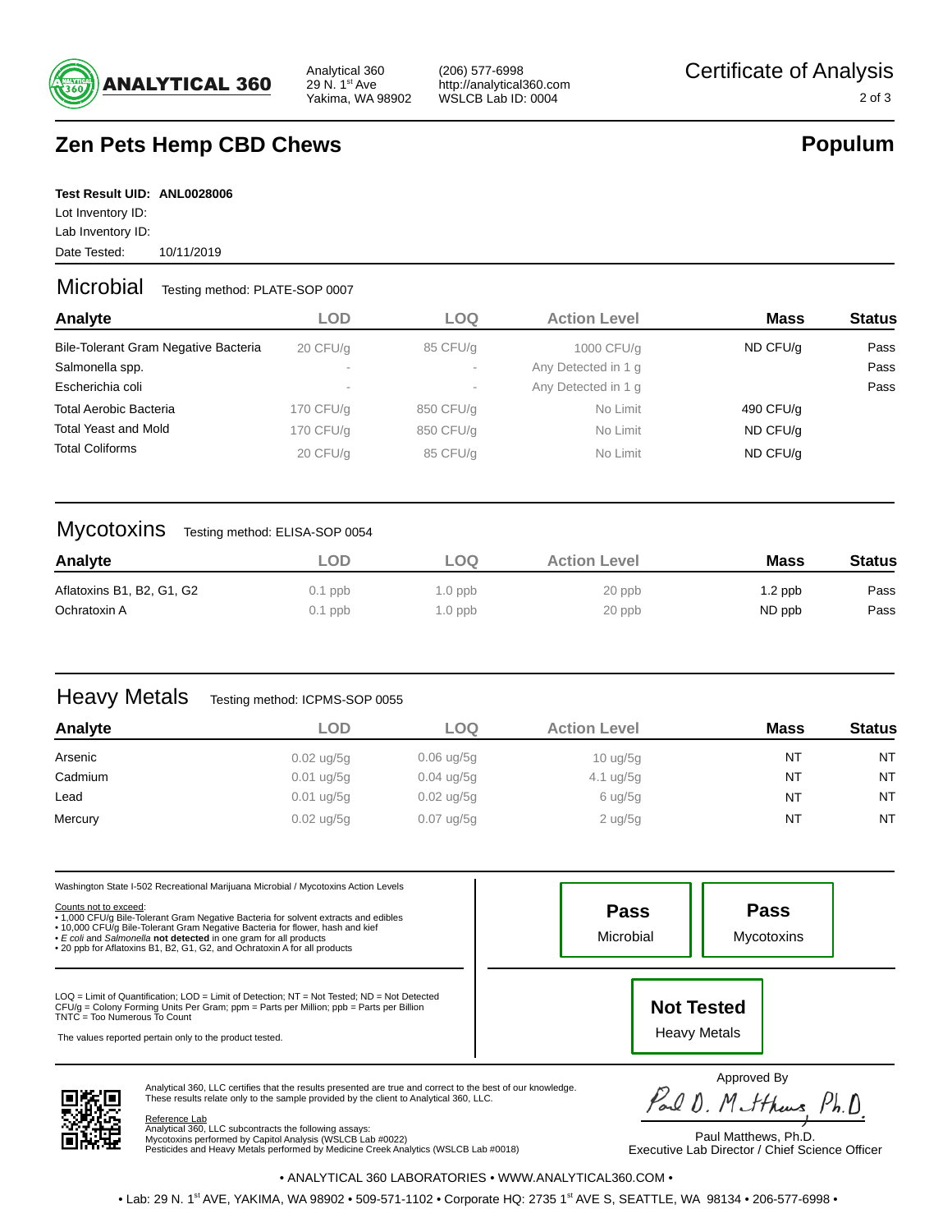Analytical 360
29 N. 1st Ave
Yakima, WA 98902

(206) 577-6998
http://analytical360.com
WSLCB Lab ID: 0004

# Certificate of Analysis

## Zen Pets Hemp CBD Chews

**Populum**

**Test Result UID: ANL0028006**
Lot Inventory ID:
Lab Inventory ID:
Date Tested: 10/11/2019

### Microbial

Testing method: PLATE-SOP 0007

| Analyte | LOD | LOQ | Action Level | Mass | Status |
|---|---|---|---|---|---|
| Bile-Tolerant Gram Negative Bacteria | 20 CFU/g | 85 CFU/g | 1000 CFU/g | ND CFU/g | Pass |
| Salmonella spp. | - | - | Any Detected in 1 g | | Pass |
| Escherichia coli | - | - | Any Detected in 1 g | | Pass |
| Total Aerobic Bacteria | 170 CFU/g | 850 CFU/g | No Limit | 490 CFU/g | |
| Total Yeast and Mold | 170 CFU/g | 850 CFU/g | No Limit | ND CFU/g | |
| Total Coliforms | 20 CFU/g | 85 CFU/g | No Limit | ND CFU/g | |

### Mycotoxins

Testing method: ELISA-SOP 0054

| Analyte | LOD | LOQ | Action Level | Mass | Status |
|---|---|---|---|---|---|
| Aflatoxins B1, B2, G1, G2 | 0.1 ppb | 1.0 ppb | 20 ppb | 1.2 ppb | Pass |
| Ochratoxin A | 0.1 ppb | 1.0 ppb | 20 ppb | ND ppb | Pass |

### Heavy Metals

Testing method: ICPMS-SOP 0055

| Analyte | LOD | LOQ | Action Level | Mass | Status |
|---|---|---|---|---|---|
| Arsenic | 0.02 ug/5g | 0.06 ug/5g | 10 ug/5g | NT | NT |
| Cadmium | 0.01 ug/5g | 0.04 ug/5g | 4.1 ug/5g | NT | NT |
| Lead | 0.01 ug/5g | 0.02 ug/5g | 6 ug/5g | NT | NT |
| Mercury | 0.02 ug/5g | 0.07 ug/5g | 2 ug/5g | NT | NT |

Washington State I-502 Recreational Marijuana Microbial / Mycotoxins Action Levels

Counts not to exceed:
- 1,000 CFU/g Bile-Tolerant Gram Negative Bacteria for solvent extracts and edibles
- 10,000 CFU/g Bile-Tolerant Gram Negative Bacteria for flower, hash and kief
- *E coli* and *Salmonella* **not detected** in one gram for all products
- 20 ppb for Aflatoxins B1, B2, G1, G2, and Ochratoxin A for all products

LOQ = Limit of Quantification; LOD = Limit of Detection; NT = Not Tested; ND = Not Detected
CFU/g = Colony Forming Units Per Gram; ppm = Parts per Million; ppb = Parts per Billion
TNTC = Too Numerous To Count

The values reported pertain only to the product tested.

**Pass** Microbial

**Pass** Mycotoxins

**Not Tested** Heavy Metals

Analytical 360, LLC certifies that the results presented are true and correct to the best of our knowledge. These results relate only to the sample provided by the client to Analytical 360, LLC.

Reference Lab
Analytical 360, LLC subcontracts the following assays:
Mycotoxins performed by Capitol Analysis (WSLCB Lab #0022)
Pesticides and Heavy Metals performed by Medicine Creek Analytics (WSLCB Lab #0018)

Approved By

Paul D. Matthews Ph.D

Paul Matthews, Ph.D.
Executive Lab Director / Chief Science Officer

• ANALYTICAL 360 LABORATORIES • WWW.ANALYTICAL360.COM •

• Lab: 29 N. 1st AVE, YAKIMA, WA 98902 • 509-571-1102 • Corporate HQ: 2735 1st AVE S, SEATTLE, WA 98134 • 206-577-6998 •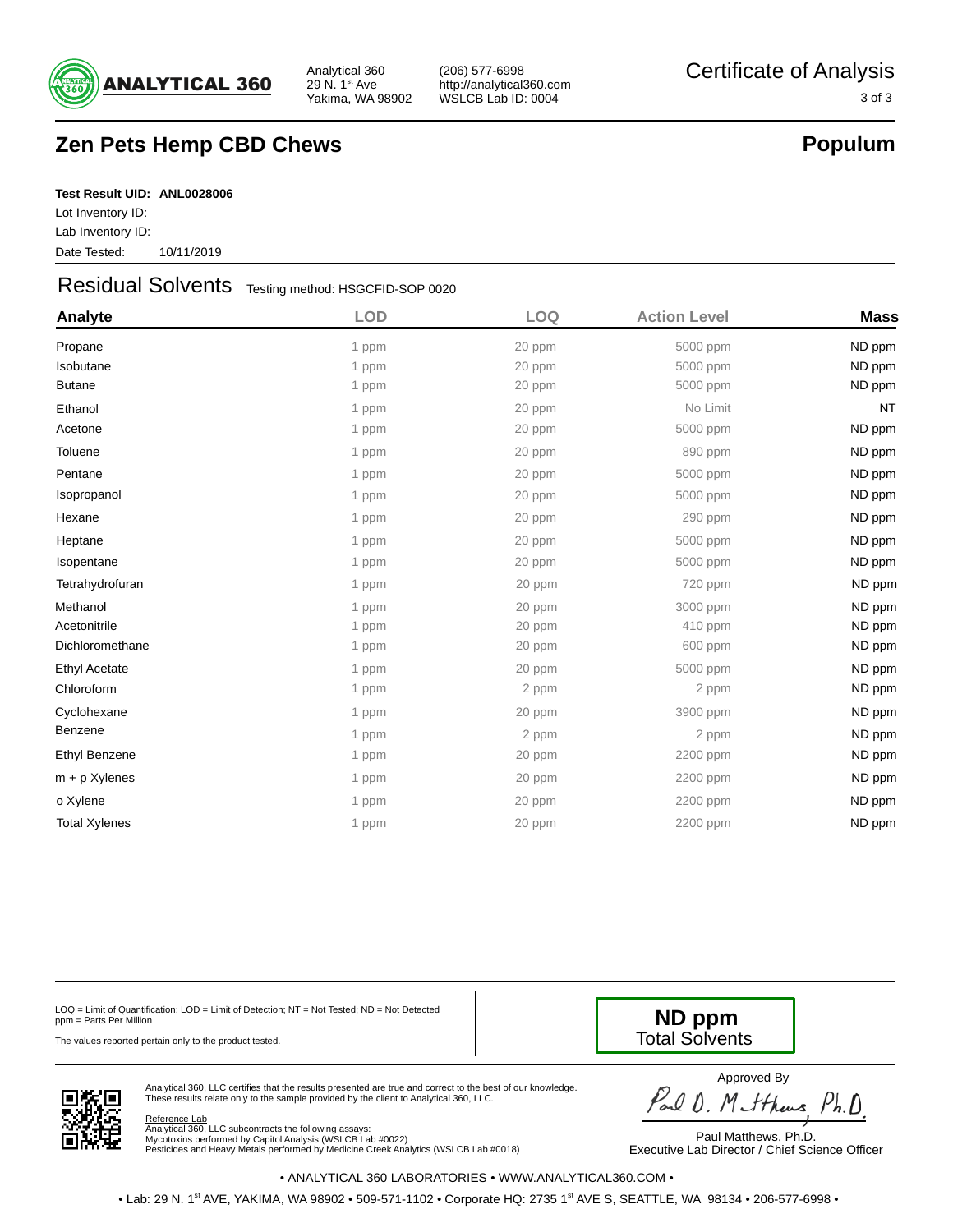ANALYTICAL 360

Analytical 360
29 N. 1st Ave
Yakima, WA 98902

(206) 577-6998
http://analytical360.com
WSLCB Lab ID: 0004

Certificate of Analysis

## Zen Pets Hemp CBD Chews

## Populum

**Test Result UID: ANL0028006**
Lot Inventory ID:
Lab Inventory ID:
Date Tested: 10/11/2019

## Residual Solvents

Testing method: HSGCFID-SOP 0020

| Analyte | LOD | LOQ | Action Level | Mass |
|---|---|---|---|---|
| Propane | 1 ppm | 20 ppm | 5000 ppm | ND ppm |
| Isobutane | 1 ppm | 20 ppm | 5000 ppm | ND ppm |
| Butane | 1 ppm | 20 ppm | 5000 ppm | ND ppm |
| Ethanol | 1 ppm | 20 ppm | No Limit | NT |
| Acetone | 1 ppm | 20 ppm | 5000 ppm | ND ppm |
| Toluene | 1 ppm | 20 ppm | 890 ppm | ND ppm |
| Pentane | 1 ppm | 20 ppm | 5000 ppm | ND ppm |
| Isopropanol | 1 ppm | 20 ppm | 5000 ppm | ND ppm |
| Hexane | 1 ppm | 20 ppm | 290 ppm | ND ppm |
| Heptane | 1 ppm | 20 ppm | 5000 ppm | ND ppm |
| Isopentane | 1 ppm | 20 ppm | 5000 ppm | ND ppm |
| Tetrahydrofuran | 1 ppm | 20 ppm | 720 ppm | ND ppm |
| Methanol | 1 ppm | 20 ppm | 3000 ppm | ND ppm |
| Acetonitrile | 1 ppm | 20 ppm | 410 ppm | ND ppm |
| Dichloromethane | 1 ppm | 20 ppm | 600 ppm | ND ppm |
| Ethyl Acetate | 1 ppm | 20 ppm | 5000 ppm | ND ppm |
| Chloroform | 1 ppm | 2 ppm | 2 ppm | ND ppm |
| Cyclohexane | 1 ppm | 20 ppm | 3900 ppm | ND ppm |
| Benzene | 1 ppm | 2 ppm | 2 ppm | ND ppm |
| Ethyl Benzene | 1 ppm | 20 ppm | 2200 ppm | ND ppm |
| m + p Xylenes | 1 ppm | 20 ppm | 2200 ppm | ND ppm |
| o Xylene | 1 ppm | 20 ppm | 2200 ppm | ND ppm |
| Total Xylenes | 1 ppm | 20 ppm | 2200 ppm | ND ppm |

LOQ = Limit of Quantification; LOD = Limit of Detection; NT = Not Tested; ND = Not Detected
ppm = Parts Per Million

The values reported pertain only to the product tested.

**ND ppm**
Total Solvents

Analytical 360, LLC certifies that the results presented are true and correct to the best of our knowledge. These results relate only to the sample provided by the client to Analytical 360, LLC.

Reference Lab
Analytical 360, LLC subcontracts the following assays:
Mycotoxins performed by Capitol Analysis (WSLCB Lab #0022)
Pesticides and Heavy Metals performed by Medicine Creek Analytics (WSLCB Lab #0018)

Approved By

Paul D. Matthews Ph.D

Paul Matthews, Ph.D.
Executive Lab Director / Chief Science Officer

• ANALYTICAL 360 LABORATORIES • WWW.ANALYTICAL360.COM •

• Lab: 29 N. 1st AVE, YAKIMA, WA 98902 • 509-571-1102 • Corporate HQ: 2735 1st AVE S, SEATTLE, WA 98134 • 206-577-6998 •